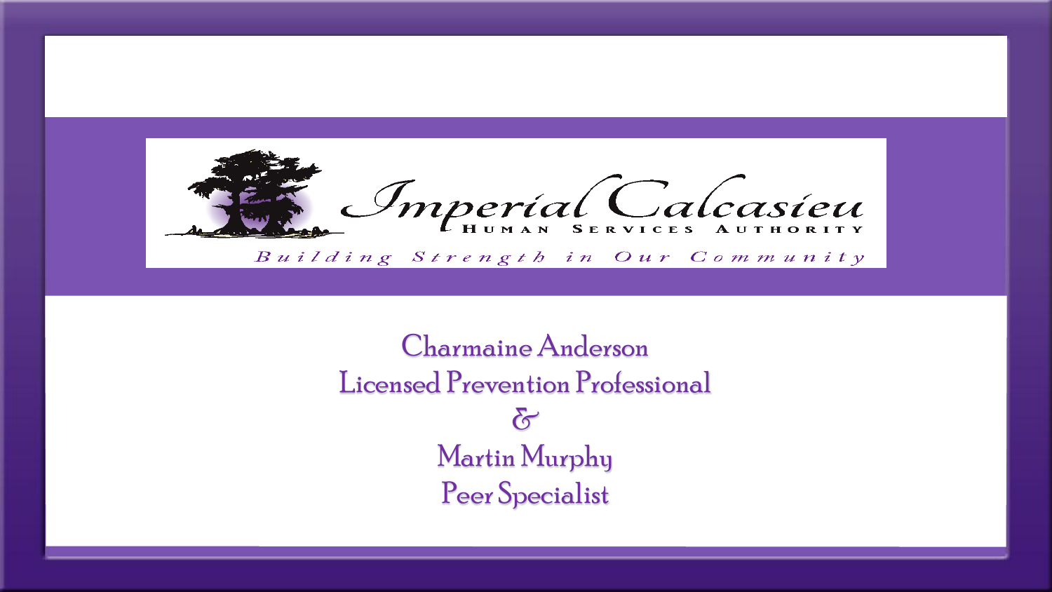# Imperial Calcasieu

HUMAN SERVICES AUTHORITY

*Building Strength in Our Community*

Charmaine Anderson
Licensed Prevention Professional

&

Martin Murphy
Peer Specialist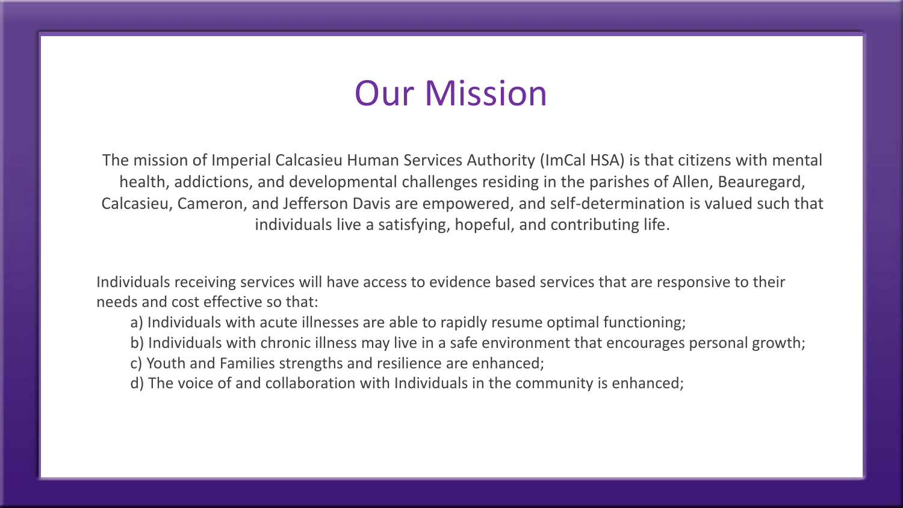# Our Mission

The mission of Imperial Calcasieu Human Services Authority (ImCal HSA) is that citizens with mental health, addictions, and developmental challenges residing in the parishes of Allen, Beauregard, Calcasieu, Cameron, and Jefferson Davis are empowered, and self-determination is valued such that individuals live a satisfying, hopeful, and contributing life.

Individuals receiving services will have access to evidence based services that are responsive to their needs and cost effective so that:

a) Individuals with acute illnesses are able to rapidly resume optimal functioning;
b) Individuals with chronic illness may live in a safe environment that encourages personal growth;
c) Youth and Families strengths and resilience are enhanced;
d) The voice of and collaboration with Individuals in the community is enhanced;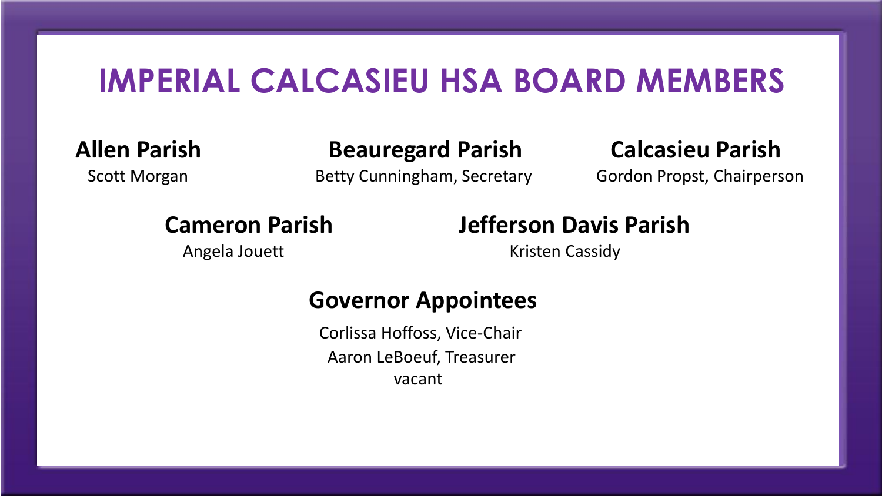# IMPERIAL CALCASIEU HSA BOARD MEMBERS

**Allen Parish**

Scott Morgan

**Beauregard Parish**

Betty Cunningham, Secretary

**Calcasieu Parish**

Gordon Propst, Chairperson

**Cameron Parish**

Angela Jouett

**Jefferson Davis Parish**

Kristen Cassidy

**Governor Appointees**

Corlissa Hoffoss, Vice-Chair

Aaron LeBoeuf, Treasurer

vacant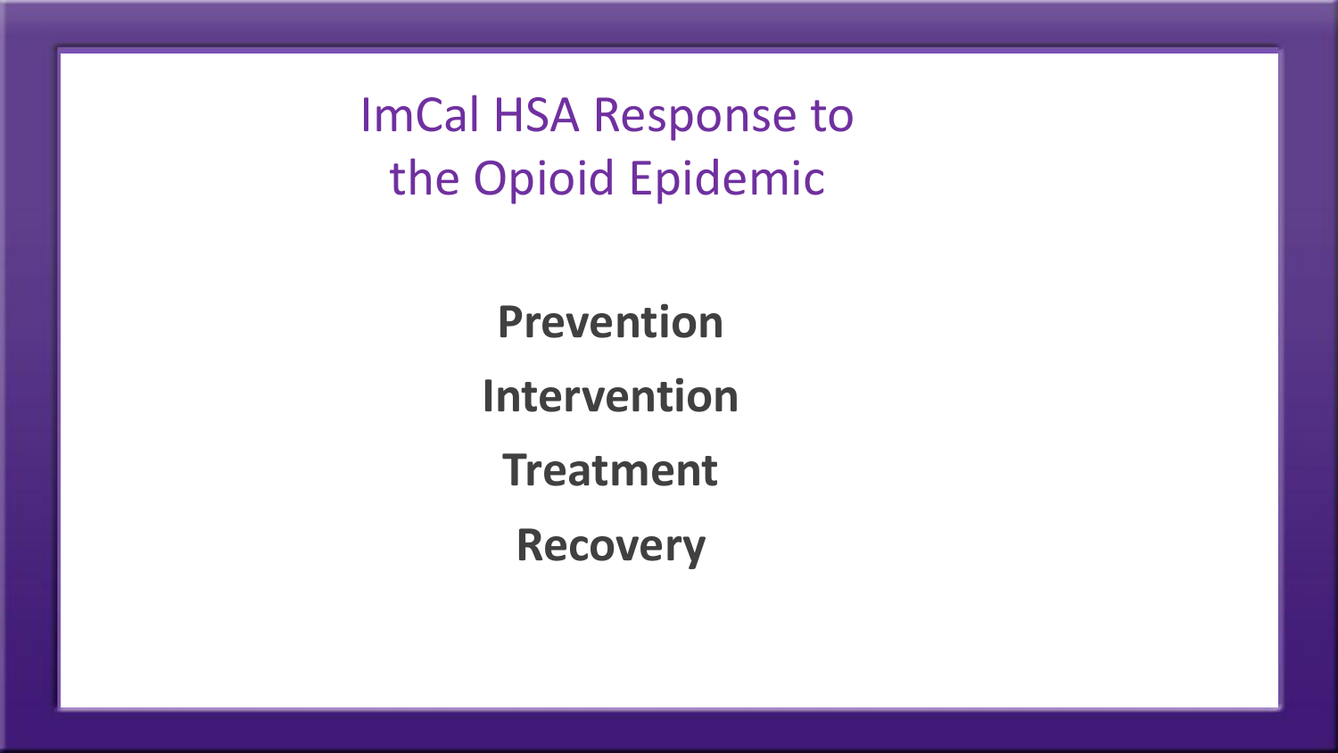# ImCal HSA Response to the Opioid Epidemic

**Prevention**

**Intervention**

**Treatment**

**Recovery**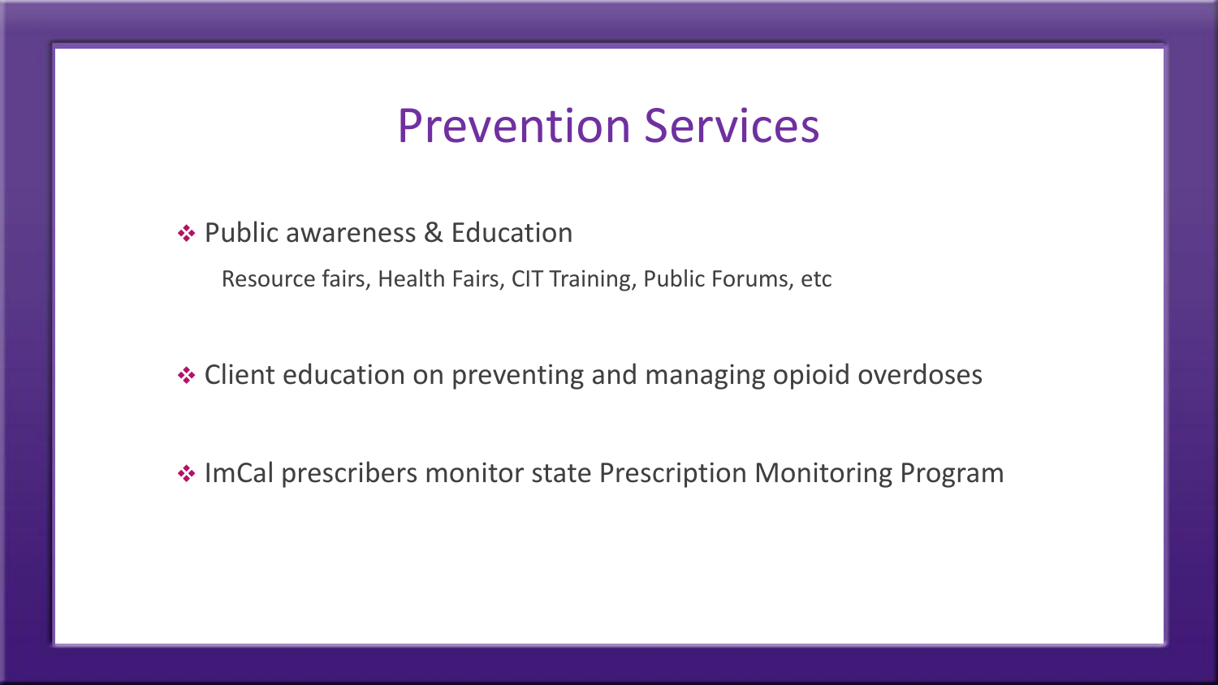# Prevention Services

- Public awareness & Education

  Resource fairs, Health Fairs, CIT Training, Public Forums, etc

- Client education on preventing and managing opioid overdoses

- ImCal prescribers monitor state Prescription Monitoring Program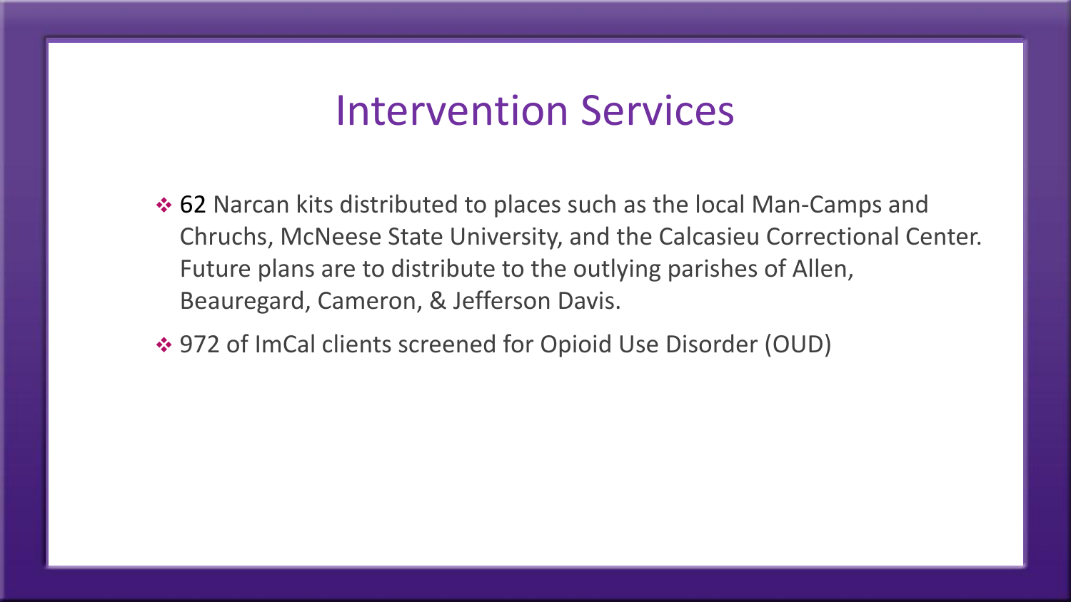# Intervention Services

- 62 Narcan kits distributed to places such as the local Man-Camps and Chruchs, McNeese State University, and the Calcasieu Correctional Center. Future plans are to distribute to the outlying parishes of Allen, Beauregard, Cameron, & Jefferson Davis.
- 972 of ImCal clients screened for Opioid Use Disorder (OUD)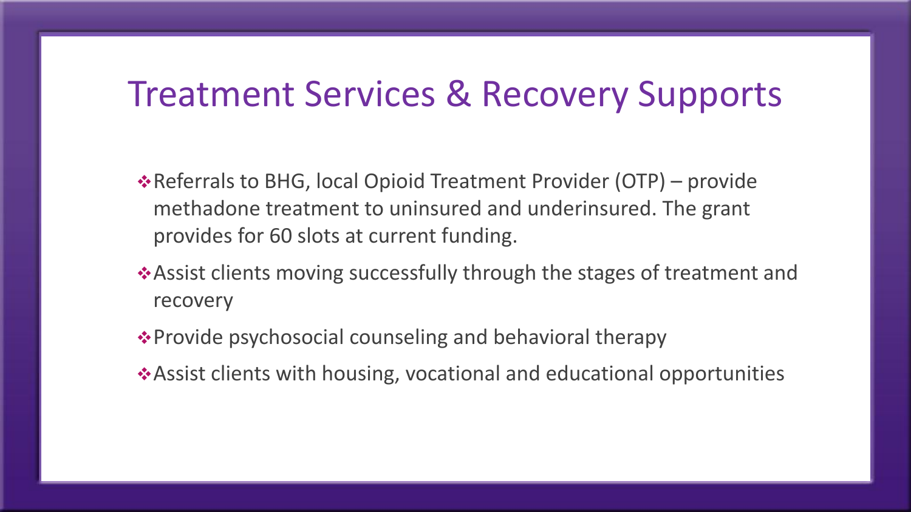# Treatment Services & Recovery Supports

- Referrals to BHG, local Opioid Treatment Provider (OTP) – provide methadone treatment to uninsured and underinsured. The grant provides for 60 slots at current funding.
- Assist clients moving successfully through the stages of treatment and recovery
- Provide psychosocial counseling and behavioral therapy
- Assist clients with housing, vocational and educational opportunities